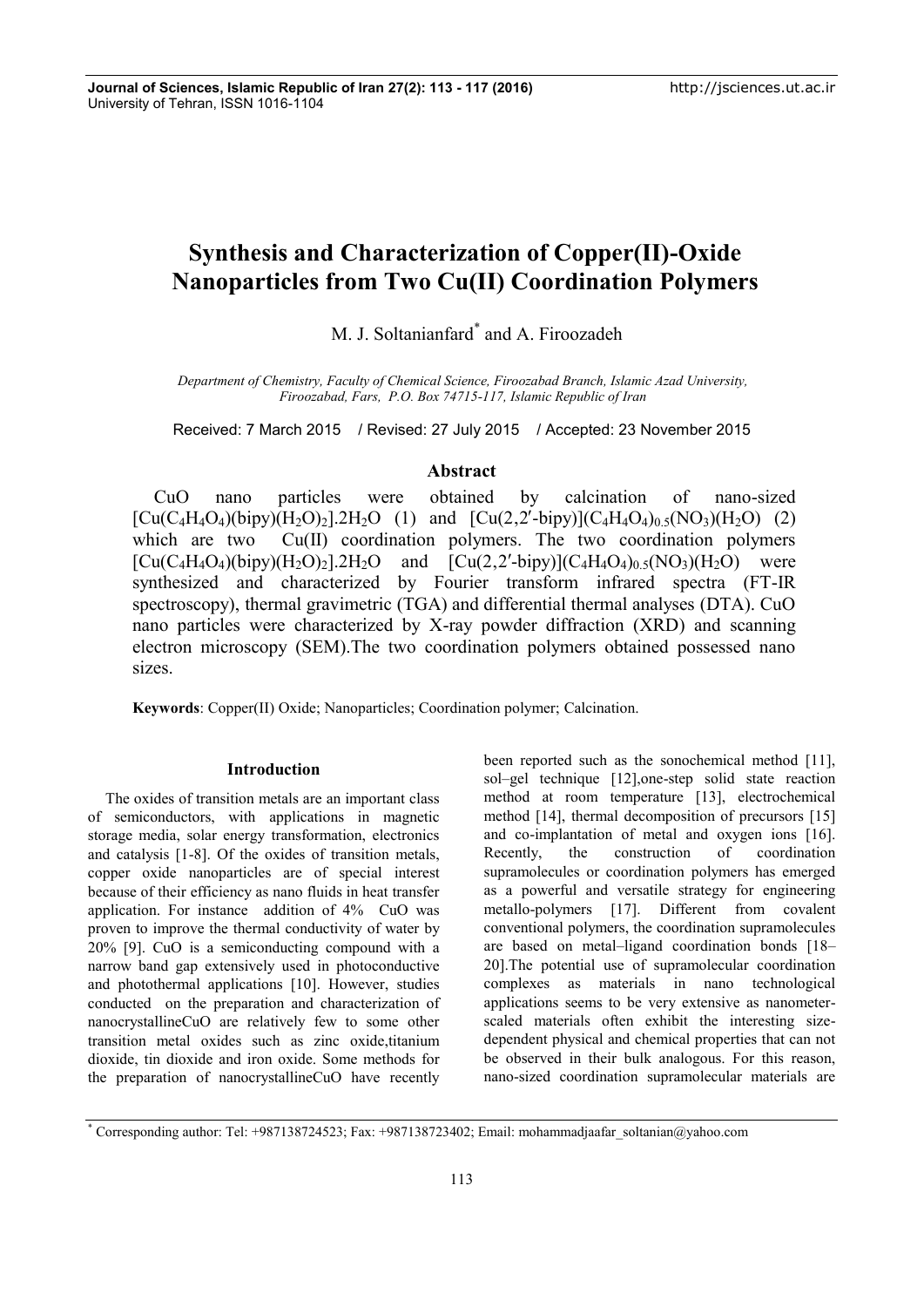# Synthesis and Characterization of Copper(II)-Oxide Nanoparticles from Two Cu(II) Coordination Polymers

M. J. Soltanianfard* and A. Firoozadeh

*Department of Chemistry, Faculty of Chemical Science, Firoozabad Branch, Islamic Azad University, Firoozabad, Fars, P.O. Box 74715-117, Islamic Republic of Iran*

Received: 7 March 2015 / Revised: 27 July 2015 / Accepted: 23 November 2015

## Abstract

CuO nano particles were obtained by calcination of nano-sized $[Cu(C_4H_4O_4)(bipy)(H_2O)_2].2H_2O$ (1) and $[Cu(2,2'\text{-bipy})](C_4H_4O_4)_{0.5}(NO_3)(H_2O)$ (2) which are two Cu(II) coordination polymers. The two coordination polymers $[Cu(C_4H_4O_4)(bipy)(H_2O)_2].2H_2O$ and $[Cu(2,2'\text{-bipy})](C_4H_4O_4)_{0.5}(NO_3)(H_2O)$ were synthesized and characterized by Fourier transform infrared spectra (FT-IR spectroscopy), thermal gravimetric (TGA) and differential thermal analyses (DTA). CuO nano particles were characterized by X-ray powder diffraction (XRD) and scanning electron microscopy (SEM).The two coordination polymers obtained possessed nano sizes.

**Keywords**: Copper(II) Oxide; Nanoparticles; Coordination polymer; Calcination.

## Introduction

The oxides of transition metals are an important class of semiconductors, with applications in magnetic storage media, solar energy transformation, electronics and catalysis [1-8]. Of the oxides of transition metals, copper oxide nanoparticles are of special interest because of their efficiency as nano fluids in heat transfer application. For instance addition of 4% CuO was proven to improve the thermal conductivity of water by 20% [9]. CuO is a semiconducting compound with a narrow band gap extensively used in photoconductive and photothermal applications [10]. However, studies conducted on the preparation and characterization of nanocrystallineCuO are relatively few to some other transition metal oxides such as zinc oxide,titanium dioxide, tin dioxide and iron oxide. Some methods for the preparation of nanocrystallineCuO have recently been reported such as the sonochemical method [11], sol–gel technique [12],one-step solid state reaction method at room temperature [13], electrochemical method [14], thermal decomposition of precursors [15] and co-implantation of metal and oxygen ions [16]. Recently, the construction of coordination supramolecules or coordination polymers has emerged as a powerful and versatile strategy for engineering metallo-polymers [17]. Different from covalent conventional polymers, the coordination supramolecules are based on metal–ligand coordination bonds [18–20].The potential use of supramolecular coordination complexes as materials in nano technological applications seems to be very extensive as nanometer-scaled materials often exhibit the interesting size-dependent physical and chemical properties that can not be observed in their bulk analogous. For this reason, nano-sized coordination supramolecular materials are

* Corresponding author: Tel: +987138724523; Fax: +987138723402; Email: mohammadjaafar_soltanian@yahoo.com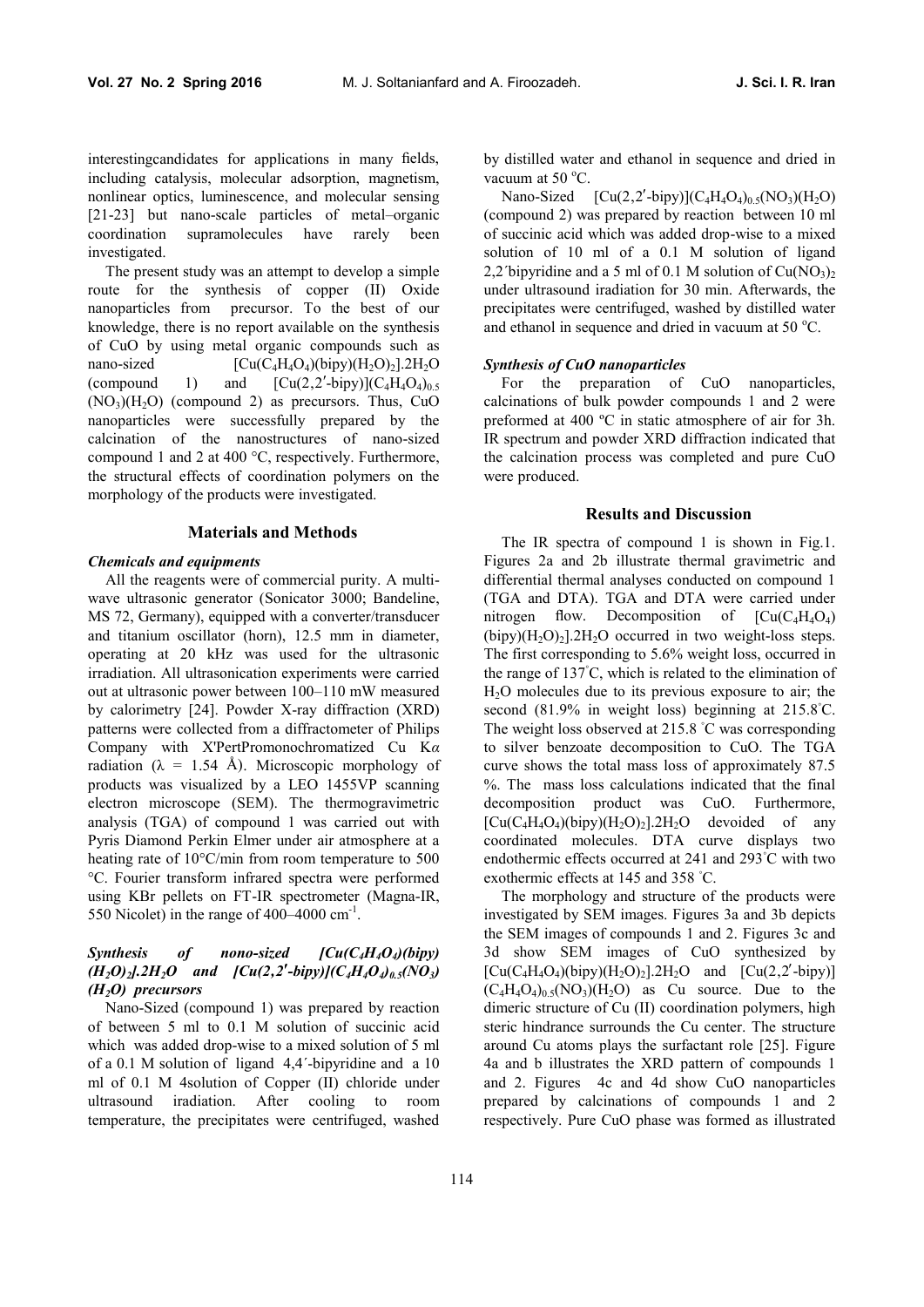interestingcandidates for applications in many fields, including catalysis, molecular adsorption, magnetism, nonlinear optics, luminescence, and molecular sensing [21-23] but nano-scale particles of metal–organic coordination supramolecules have rarely been investigated.

The present study was an attempt to develop a simple route for the synthesis of copper (II) Oxide nanoparticles from precursor. To the best of our knowledge, there is no report available on the synthesis of CuO by using metal organic compounds such as nano-sized $[Cu(C_4H_4O_4)(bipy)(H_2O)_2].2H_2O$ (compound 1) and $[Cu(2,2'\text{-bipy})](C_4H_4O_4)_{0.5}(NO_3)(H_2O)$ (compound 2) as precursors. Thus, CuO nanoparticles were successfully prepared by the calcination of the nanostructures of nano-sized compound 1 and 2 at 400 °C, respectively. Furthermore, the structural effects of coordination polymers on the morphology of the products were investigated.

## Materials and Methods

### *Chemicals and equipments*

All the reagents were of commercial purity. A multi-wave ultrasonic generator (Sonicator 3000; Bandeline, MS 72, Germany), equipped with a converter/transducer and titanium oscillator (horn), 12.5 mm in diameter, operating at 20 kHz was used for the ultrasonic irradiation. All ultrasonication experiments were carried out at ultrasonic power between 100–110 mW measured by calorimetry [24]. Powder X-ray diffraction (XRD) patterns were collected from a diffractometer of Philips Company with X'PertPromonochromatized Cu K$\alpha$ radiation ($\lambda$ = 1.54 Å). Microscopic morphology of products was visualized by a LEO 1455VP scanning electron microscope (SEM). The thermogravimetric analysis (TGA) of compound 1 was carried out with Pyris Diamond Perkin Elmer under air atmosphere at a heating rate of 10°C/min from room temperature to 500 °C. Fourier transform infrared spectra were performed using KBr pellets on FT-IR spectrometer (Magna-IR, 550 Nicolet) in the range of 400–4000 $cm^{-1}$.

### *Synthesis of nono-sized $[Cu(C_4H_4O_4)(bipy)(H_2O)_2].2H_2O$ and $[Cu(2,2'\text{-bipy})](C_4H_4O_4)_{0.5}(NO_3)(H_2O)$ precursors*

Nano-Sized (compound 1) was prepared by reaction of between 5 ml to 0.1 M solution of succinic acid which was added drop-wise to a mixed solution of 5 ml of a 0.1 M solution of ligand 4,4´-bipyridine and a 10 ml of 0.1 M 4solution of Copper (II) chloride under ultrasound iradiation. After cooling to room temperature, the precipitates were centrifuged, washed by distilled water and ethanol in sequence and dried in vacuum at 50 °C.

Nano-Sized $[Cu(2,2'\text{-bipy})](C_4H_4O_4)_{0.5}(NO_3)(H_2O)$ (compound 2) was prepared by reaction between 10 ml of succinic acid which was added drop-wise to a mixed solution of 10 ml of a 0.1 M solution of ligand 2,2´bipyridine and a 5 ml of 0.1 M solution of $Cu(NO_3)_2$ under ultrasound iradiation for 30 min. Afterwards, the precipitates were centrifuged, washed by distilled water and ethanol in sequence and dried in vacuum at 50 °C.

### *Synthesis of CuO nanoparticles*

For the preparation of CuO nanoparticles, calcinations of bulk powder compounds 1 and 2 were preformed at 400 ºC in static atmosphere of air for 3h. IR spectrum and powder XRD diffraction indicated that the calcination process was completed and pure CuO were produced.

## Results and Discussion

The IR spectra of compound 1 is shown in Fig.1. Figures 2a and 2b illustrate thermal gravimetric and differential thermal analyses conducted on compound 1 (TGA and DTA). TGA and DTA were carried under nitrogen flow. Decomposition of $[Cu(C_4H_4O_4)(bipy)(H_2O)_2].2H_2O$ occurred in two weight-loss steps. The first corresponding to 5.6% weight loss, occurred in the range of 137°C, which is related to the elimination of $H_2O$ molecules due to its previous exposure to air; the second (81.9% in weight loss) beginning at 215.8°C. The weight loss observed at 215.8 °C was corresponding to silver benzoate decomposition to CuO. The TGA curve shows the total mass loss of approximately 87.5 %. The mass loss calculations indicated that the final decomposition product was CuO. Furthermore, $[Cu(C_4H_4O_4)(bipy)(H_2O)_2].2H_2O$ devoided of any coordinated molecules. DTA curve displays two endothermic effects occurred at 241 and 293°C with two exothermic effects at 145 and 358 °C.

The morphology and structure of the products were investigated by SEM images. Figures 3a and 3b depicts the SEM images of compounds 1 and 2. Figures 3c and 3d show SEM images of CuO synthesized by $[Cu(C_4H_4O_4)(bipy)(H_2O)_2].2H_2O$ and $[Cu(2,2'\text{-bipy})](C_4H_4O_4)_{0.5}(NO_3)(H_2O)$ as Cu source. Due to the dimeric structure of Cu (II) coordination polymers, high steric hindrance surrounds the Cu center. The structure around Cu atoms plays the surfactant role [25]. Figure 4a and b illustrates the XRD pattern of compounds 1 and 2. Figures 4c and 4d show CuO nanoparticles prepared by calcinations of compounds 1 and 2 respectively. Pure CuO phase was formed as illustrated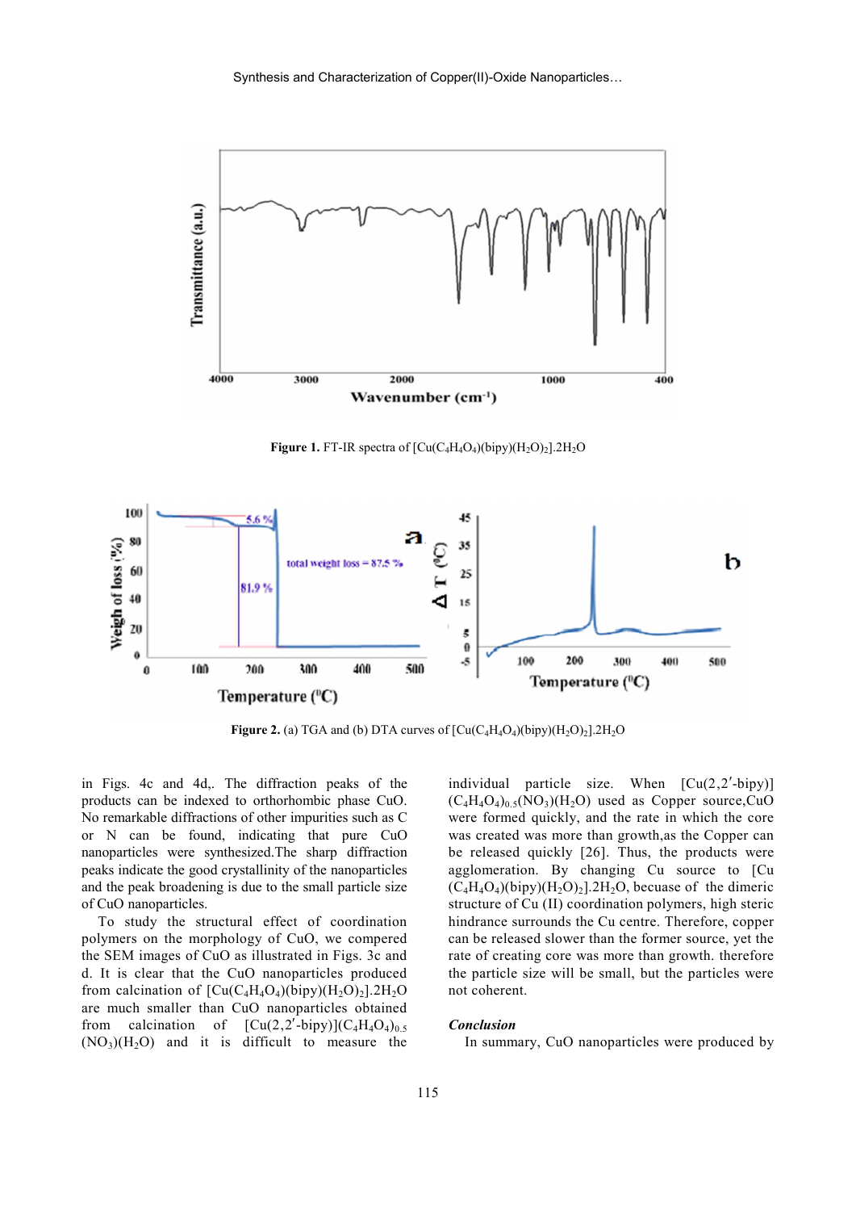Figure 1. FT-IR spectra of $[Cu(C_4H_4O_4)(bipy)(H_2O)_2].2H_2O$

Figure 2. (a) TGA and (b) DTA curves of $[Cu(C_4H_4O_4)(bipy)(H_2O)_2].2H_2O$

in Figs. 4c and 4d,. The diffraction peaks of the products can be indexed to orthorhombic phase CuO. No remarkable diffractions of other impurities such as C or N can be found, indicating that pure CuO nanoparticles were synthesized.The sharp diffraction peaks indicate the good crystallinity of the nanoparticles and the peak broadening is due to the small particle size of CuO nanoparticles.

To study the structural effect of coordination polymers on the morphology of CuO, we compered the SEM images of CuO as illustrated in Figs. 3c and d. It is clear that the CuO nanoparticles produced from calcination of $[Cu(C_4H_4O_4)(bipy)(H_2O)_2].2H_2O$ are much smaller than CuO nanoparticles obtained from calcination of $[Cu(2,2'\text{-bipy})](C_4H_4O_4)_{0.5}(NO_3)(H_2O)$ and it is difficult to measure the individual particle size. When $[Cu(2,2'\text{-bipy})](C_4H_4O_4)_{0.5}(NO_3)(H_2O)$ used as Copper source,CuO were formed quickly, and the rate in which the core was created was more than growth,as the Copper can be released quickly [26]. Thus, the products were agglomeration. By changing Cu source to $[Cu(C_4H_4O_4)(bipy)(H_2O)_2].2H_2O$, becauese of the dimeric structure of Cu (II) coordination polymers, high steric hindrance surrounds the Cu centre. Therefore, copper can be released slower than the former source, yet the rate of creating core was more than growth. therefore the particle size will be small, but the particles were not coherent.

***Conclusion***

In summary, CuO nanoparticles were produced by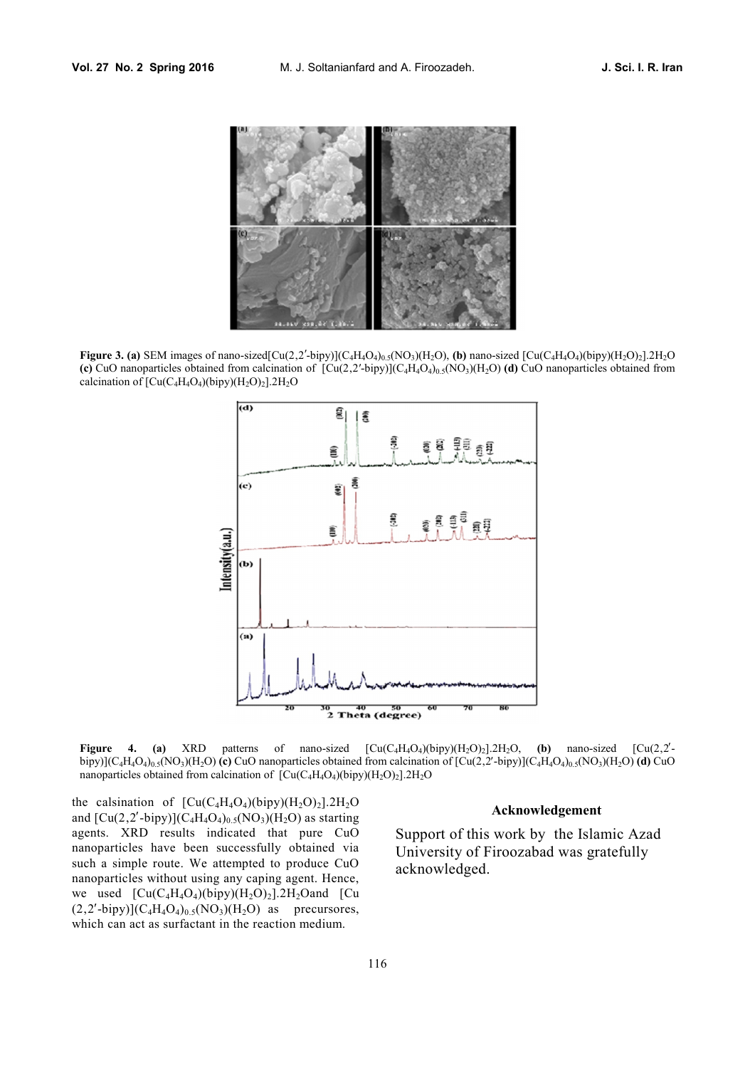**Figure 3. (a)** SEM images of nano-sized[Cu(2,2′-bipy)]$(C_4H_4O_4)_{0.5}(NO_3)(H_2O)$, **(b)** nano-sized [Cu$(C_4H_4O_4)$(bipy)$(H_2O)_2$].2$H_2O$ **(c)** CuO nanoparticles obtained from calcination of [Cu(2,2′-bipy)]$(C_4H_4O_4)_{0.5}(NO_3)(H_2O)$ **(d)** CuO nanoparticles obtained from calcination of [Cu$(C_4H_4O_4)$(bipy)$(H_2O)_2$].2$H_2O$

**Figure 4. (a)** XRD patterns of nano-sized [Cu$(C_4H_4O_4)$(bipy)$(H_2O)_2$].2$H_2O$, **(b)** nano-sized [Cu(2,2′-bipy)]$(C_4H_4O_4)_{0.5}(NO_3)(H_2O)$ **(c)** CuO nanoparticles obtained from calcination of [Cu(2,2′-bipy)]$(C_4H_4O_4)_{0.5}(NO_3)(H_2O)$ **(d)** CuO nanoparticles obtained from calcination of [Cu$(C_4H_4O_4)$(bipy)$(H_2O)_2$].2$H_2O$

the calsination of [Cu$(C_4H_4O_4)$(bipy)$(H_2O)_2$].2$H_2O$ and [Cu(2,2′-bipy)]$(C_4H_4O_4)_{0.5}(NO_3)(H_2O)$ as starting agents. XRD results indicated that pure CuO nanoparticles have been successfully obtained via such a simple route. We attempted to produce CuO nanoparticles without using any caping agent. Hence, we used [Cu$(C_4H_4O_4)$(bipy)$(H_2O)_2$].2$H_2O$and [Cu (2,2′-bipy)]$(C_4H_4O_4)_{0.5}(NO_3)(H_2O)$ as precursores, which can act as surfactant in the reaction medium.

## Acknowledgement

Support of this work by the Islamic Azad University of Firoozabad was gratefully acknowledged.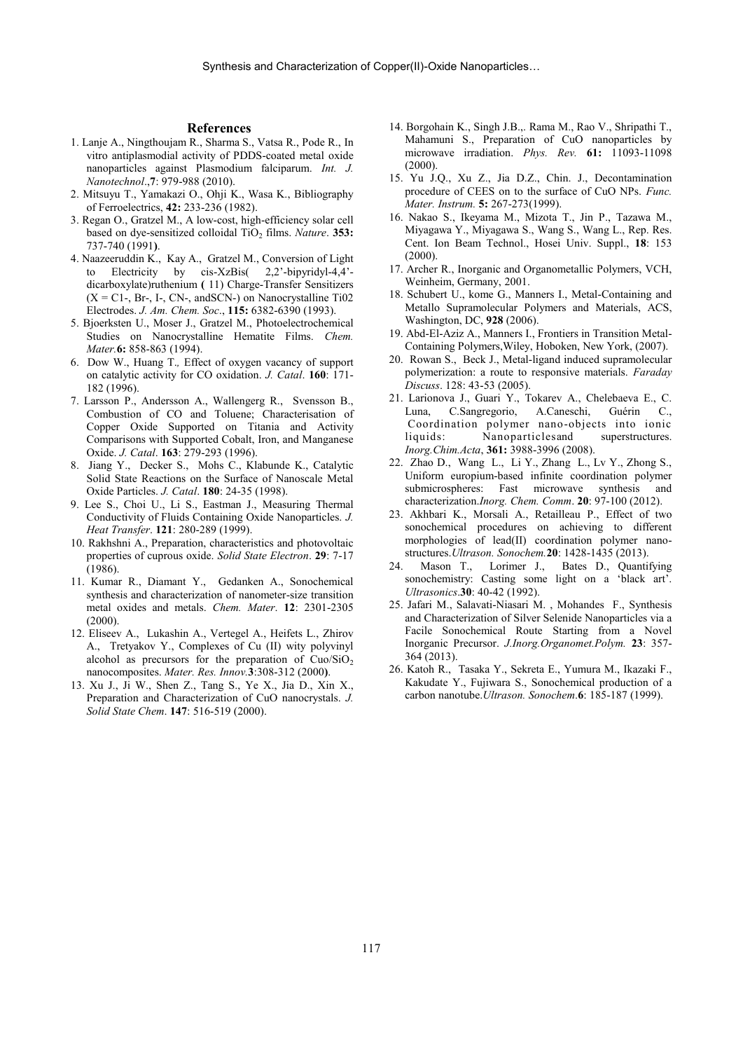## References

1. Lanje A., Ningthoujam R., Sharma S., Vatsa R., Pode R., In vitro antiplasmodial activity of PDDS-coated metal oxide nanoparticles against Plasmodium falciparum. *Int. J. Nanotechnol*.,**7**: 979-988 (2010).
2. Mitsuyu T., Yamakazi O., Ohji K., Wasa K., Bibliography of Ferroelectrics, **42:** 233-236 (1982).
3. Regan O., Gratzel M., A low-cost, high-efficiency solar cell based on dye-sensitized colloidal $TiO_2$ films. *Nature*. **353:** 737-740 (1991**)**.
4. Naazeeruddin K., Kay A., Gratzel M., Conversion of Light to Electricity by cis-XzBis( 2,2'-bipyridyl-4,4'-dicarboxylate)ruthenium **(** 11) Charge-Transfer Sensitizers (X = C1-, Br-, I-, CN-, andSCN-) on Nanocrystalline Ti02 Electrodes. *J. Am. Chem. Soc*., **115:** 6382-6390 (1993).
5. Bjoerksten U., Moser J., Gratzel M., Photoelectrochemical Studies on Nanocrystalline Hematite Films. *Chem. Mater.***6:** 858-863 (1994).
6. Dow W., Huang T.*,* Effect of oxygen vacancy of support on catalytic activity for CO oxidation. *J. Catal*. **160**: 171-182 (1996).
7. Larsson P., Andersson A., Wallengerg R., Svensson B., Combustion of CO and Toluene; Characterisation of Copper Oxide Supported on Titania and Activity Comparisons with Supported Cobalt, Iron, and Manganese Oxide. *J. Catal*. **163**: 279-293 (1996).
8. Jiang Y., Decker S., Mohs C., Klabunde K., Catalytic Solid State Reactions on the Surface of Nanoscale Metal Oxide Particles. *J. Catal*. **180**: 24-35 (1998).
9. Lee S., Choi U., Li S., Eastman J., Measuring Thermal Conductivity of Fluids Containing Oxide Nanoparticles. *J. Heat Transfer*. **121**: 280-289 (1999).
10. Rakhshni A., Preparation, characteristics and photovoltaic properties of cuprous oxide. *Solid State Electron*. **29**: 7-17 (1986).
11. Kumar R., Diamant Y., Gedanken A., Sonochemical synthesis and characterization of nanometer-size transition metal oxides and metals. *Chem. Mater*. **12**: 2301-2305 (2000).
12. Eliseev A., Lukashin A., Vertegel A., Heifets L., Zhirov A., Tretyakov Y., Complexes of Cu (II) wity polyvinyl alcohol as precursors for the preparation of $Cuo/SiO_2$ nanocomposites. *Mater. Res. Innov.***3**:308-312 (2000**)**.
13. Xu J., Ji W., Shen Z., Tang S., Ye X., Jia D., Xin X., Preparation and Characterization of CuO nanocrystals. *J. Solid State Chem*. **147**: 516-519 (2000).
14. Borgohain K., Singh J.B.,. Rama M., Rao V., Shripathi T., Mahamuni S., Preparation of CuO nanoparticles by microwave irradiation. *Phys. Rev.* **61:** 11093-11098 (2000).
15. Yu J.Q., Xu Z., Jia D.Z., Chin. J., Decontamination procedure of CEES on to the surface of CuO NPs. *Func. Mater. Instrum.* **5:** 267-273(1999).
16. Nakao S., Ikeyama M., Mizota T., Jin P., Tazawa M., Miyagawa Y., Miyagawa S., Wang S., Wang L., Rep. Res. Cent. Ion Beam Technol., Hosei Univ. Suppl., **18**: 153 (2000).
17. Archer R., Inorganic and Organometallic Polymers, VCH, Weinheim, Germany, 2001.
18. Schubert U., kome G., Manners I., Metal-Containing and Metallo Supramolecular Polymers and Materials, ACS, Washington, DC, **928** (2006).
19. Abd-El-Aziz A., Manners I., Frontiers in Transition Metal-Containing Polymers,Wiley, Hoboken, New York, (2007).
20. Rowan S., Beck J., Metal-ligand induced supramolecular polymerization: a route to responsive materials. *Faraday Discuss*. 128: 43-53 (2005).
21. Larionova J., Guari Y., Tokarev A., Chelebaeva E., C. Luna, C.Sangregorio, A.Caneschi, Guérin C., Coordination polymer nano-objects into ionic liquids: Nanoparticlesand superstructures. *Inorg.Chim.Acta*, **361:** 3988-3996 (2008).
22. Zhao D., Wang L., Li Y., Zhang L., Lv Y., Zhong S., Uniform europium-based infinite coordination polymer submicrospheres: Fast microwave synthesis and characterization.*Inorg. Chem. Comm*. **20**: 97-100 (2012).
23. Akhbari K., Morsali A., Retailleau P., Effect of two sonochemical procedures on achieving to different morphologies of lead(II) coordination polymer nano-structures.*Ultrason. Sonochem.***20**: 1428-1435 (2013).
24. Mason T., Lorimer J., Bates D., Quantifying sonochemistry: Casting some light on a 'black art'. *Ultrasonics*.**30**: 40-42 (1992).
25. Jafari M., Salavati-Niasari M. , Mohandes F., Synthesis and Characterization of Silver Selenide Nanoparticles via a Facile Sonochemical Route Starting from a Novel Inorganic Precursor. *J.Inorg.Organomet.Polym.* **23**: 357-364 (2013).
26. Katoh R., Tasaka Y., Sekreta E., Yumura M., Ikazaki F., Kakudate Y., Fujiwara S., Sonochemical production of a carbon nanotube.*Ultrason. Sonochem*.**6**: 185-187 (1999).